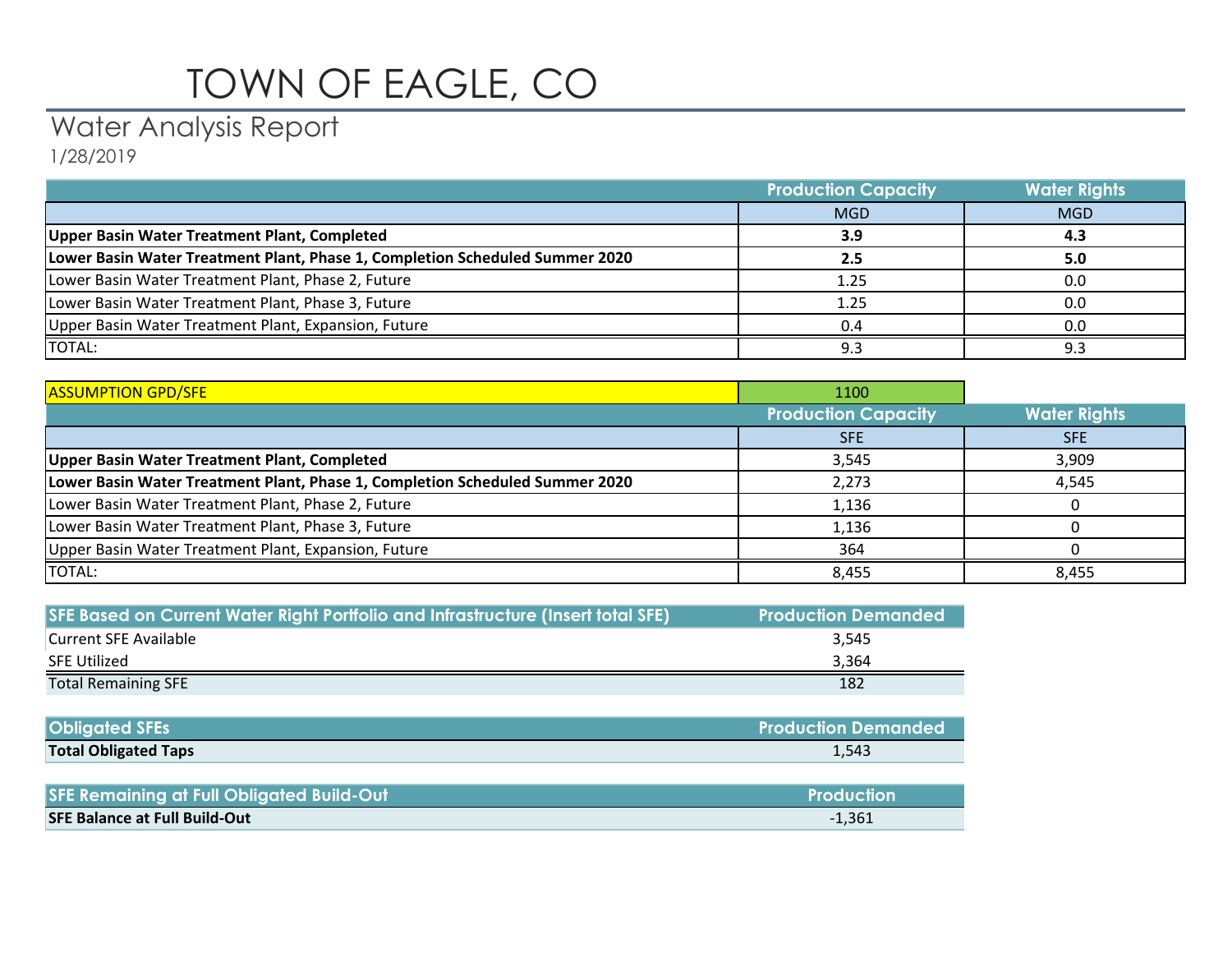# TOWN OF EAGLE, CO

## Water Analysis Report

1/28/2019

| | Production Capacity | Water Rights |
|---|---|---|
| | MGD | MGD |
| **Upper Basin Water Treatment Plant, Completed** | **3.9** | **4.3** |
| **Lower Basin Water Treatment Plant, Phase 1, Completion Scheduled Summer 2020** | **2.5** | **5.0** |
| Lower Basin Water Treatment Plant, Phase 2, Future | 1.25 | 0.0 |
| Lower Basin Water Treatment Plant, Phase 3, Future | 1.25 | 0.0 |
| Upper Basin Water Treatment Plant, Expansion, Future | 0.4 | 0.0 |
| TOTAL: | 9.3 | 9.3 |

| ASSUMPTION GPD/SFE | 1100 | |
|---|---|---|
| | **Production Capacity** | **Water Rights** |
| | SFE | SFE |
| **Upper Basin Water Treatment Plant, Completed** | 3,545 | 3,909 |
| **Lower Basin Water Treatment Plant, Phase 1, Completion Scheduled Summer 2020** | 2,273 | 4,545 |
| Lower Basin Water Treatment Plant, Phase 2, Future | 1,136 | 0 |
| Lower Basin Water Treatment Plant, Phase 3, Future | 1,136 | 0 |
| Upper Basin Water Treatment Plant, Expansion, Future | 364 | 0 |
| TOTAL: | 8,455 | 8,455 |

| SFE Based on Current Water Right Portfolio and Infrastructure (Insert total SFE) | Production Demanded |
|---|---|
| Current SFE Available | 3,545 |
| SFE Utilized | 3,364 |
| Total Remaining SFE | 182 |

| Obligated SFEs | Production Demanded |
|---|---|
| **Total Obligated Taps** | 1,543 |

| SFE Remaining at Full Obligated Build-Out | Production |
|---|---|
| **SFE Balance at Full Build-Out** | -1,361 |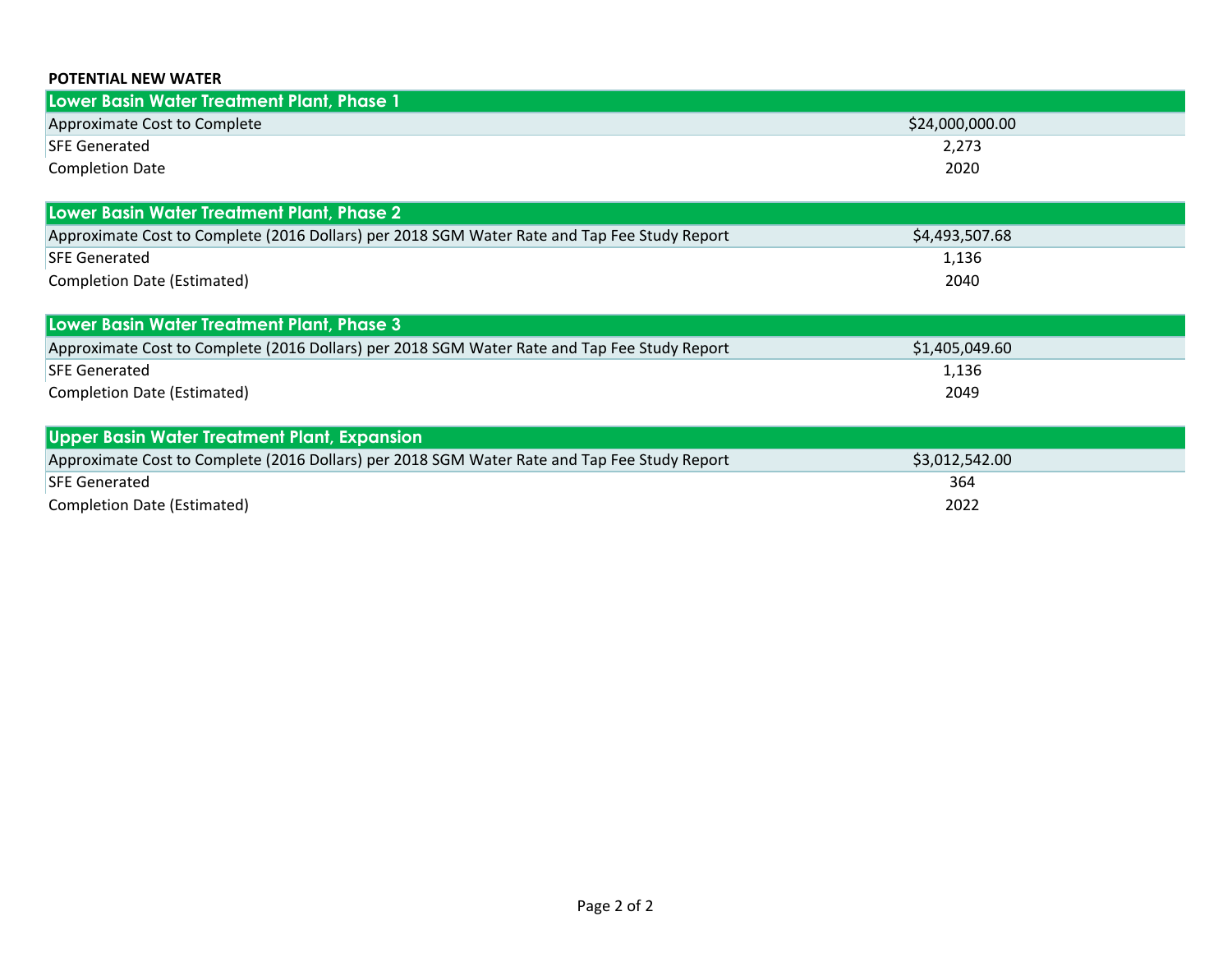**POTENTIAL NEW WATER**

| Lower Basin Water Treatment Plant, Phase 1 | |
|---|---|
| Approximate Cost to Complete | $24,000,000.00 |
| SFE Generated | 2,273 |
| Completion Date | 2020 |

| Lower Basin Water Treatment Plant, Phase 2 | |
|---|---|
| Approximate Cost to Complete (2016 Dollars) per 2018 SGM Water Rate and Tap Fee Study Report | $4,493,507.68 |
| SFE Generated | 1,136 |
| Completion Date (Estimated) | 2040 |

| Lower Basin Water Treatment Plant, Phase 3 | |
|---|---|
| Approximate Cost to Complete (2016 Dollars) per 2018 SGM Water Rate and Tap Fee Study Report | $1,405,049.60 |
| SFE Generated | 1,136 |
| Completion Date (Estimated) | 2049 |

| Upper Basin Water Treatment Plant, Expansion | |
|---|---|
| Approximate Cost to Complete (2016 Dollars) per 2018 SGM Water Rate and Tap Fee Study Report | $3,012,542.00 |
| SFE Generated | 364 |
| Completion Date (Estimated) | 2022 |